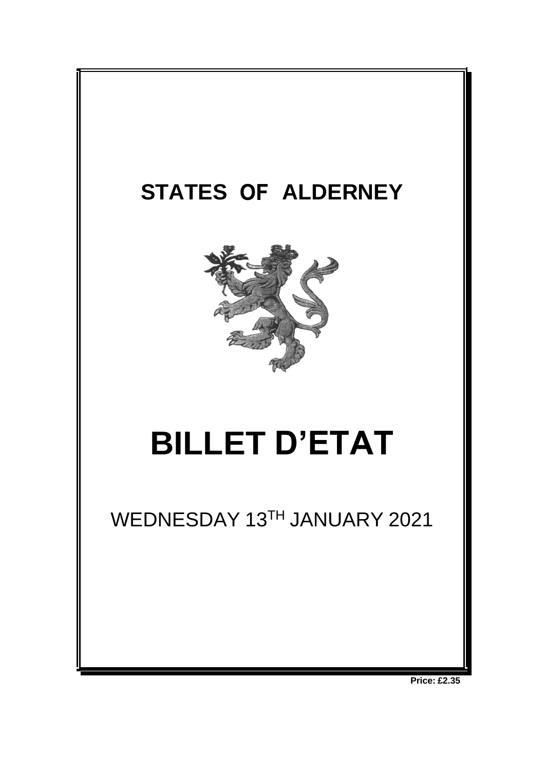# STATES OF ALDERNEY

# BILLET D'ETAT

WEDNESDAY 13TH JANUARY 2021

**Price: £2.35**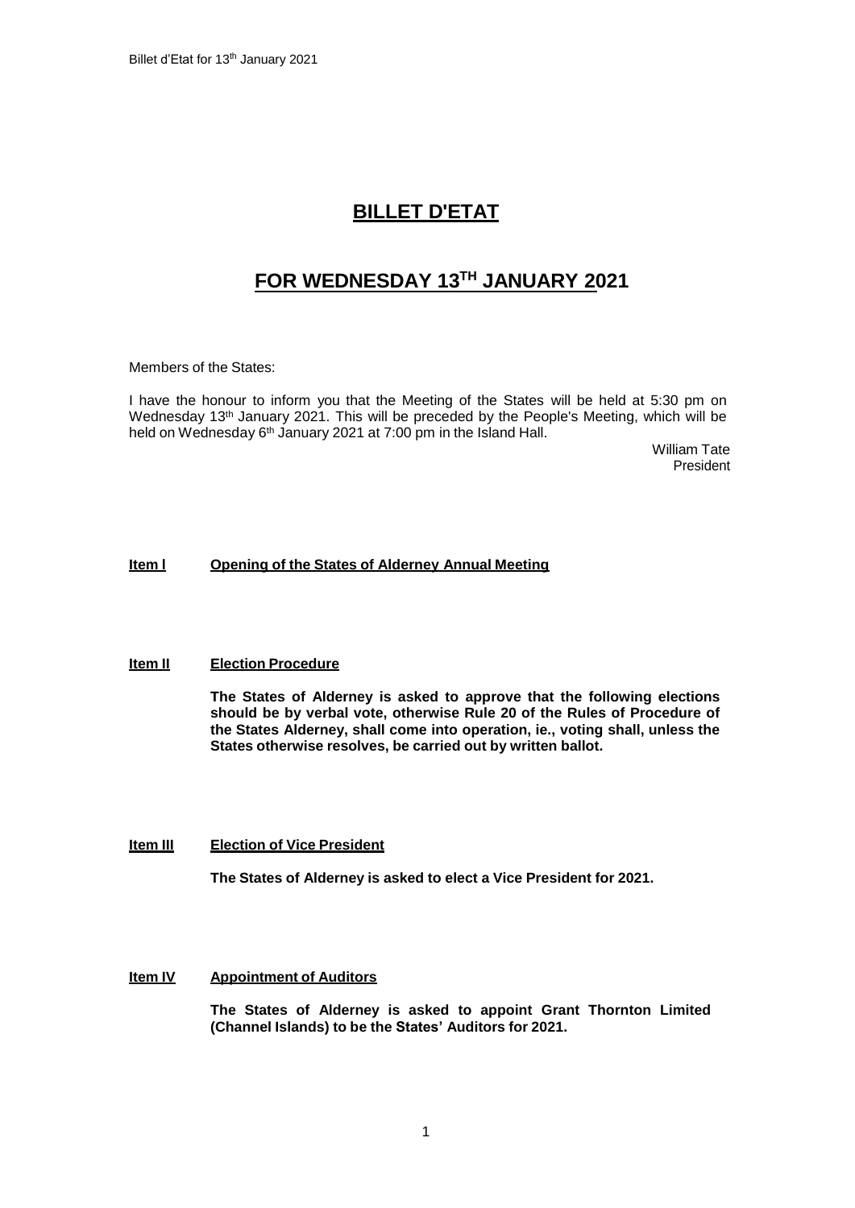# BILLET D'ETAT

## FOR WEDNESDAY 13TH JANUARY 2021

Members of the States:

I have the honour to inform you that the Meeting of the States will be held at 5:30 pm on Wednesday 13th January 2021. This will be preceded by the People's Meeting, which will be held on Wednesday 6th January 2021 at 7:00 pm in the Island Hall.

William Tate
President

**Item I Opening of the States of Alderney Annual Meeting**

**Item II Election Procedure**

**The States of Alderney is asked to approve that the following elections should be by verbal vote, otherwise Rule 20 of the Rules of Procedure of the States Alderney, shall come into operation, ie., voting shall, unless the States otherwise resolves, be carried out by written ballot.**

**Item III Election of Vice President**

**The States of Alderney is asked to elect a Vice President for 2021.**

**Item IV Appointment of Auditors**

**The States of Alderney is asked to appoint Grant Thornton Limited (Channel Islands) to be the States' Auditors for 2021.**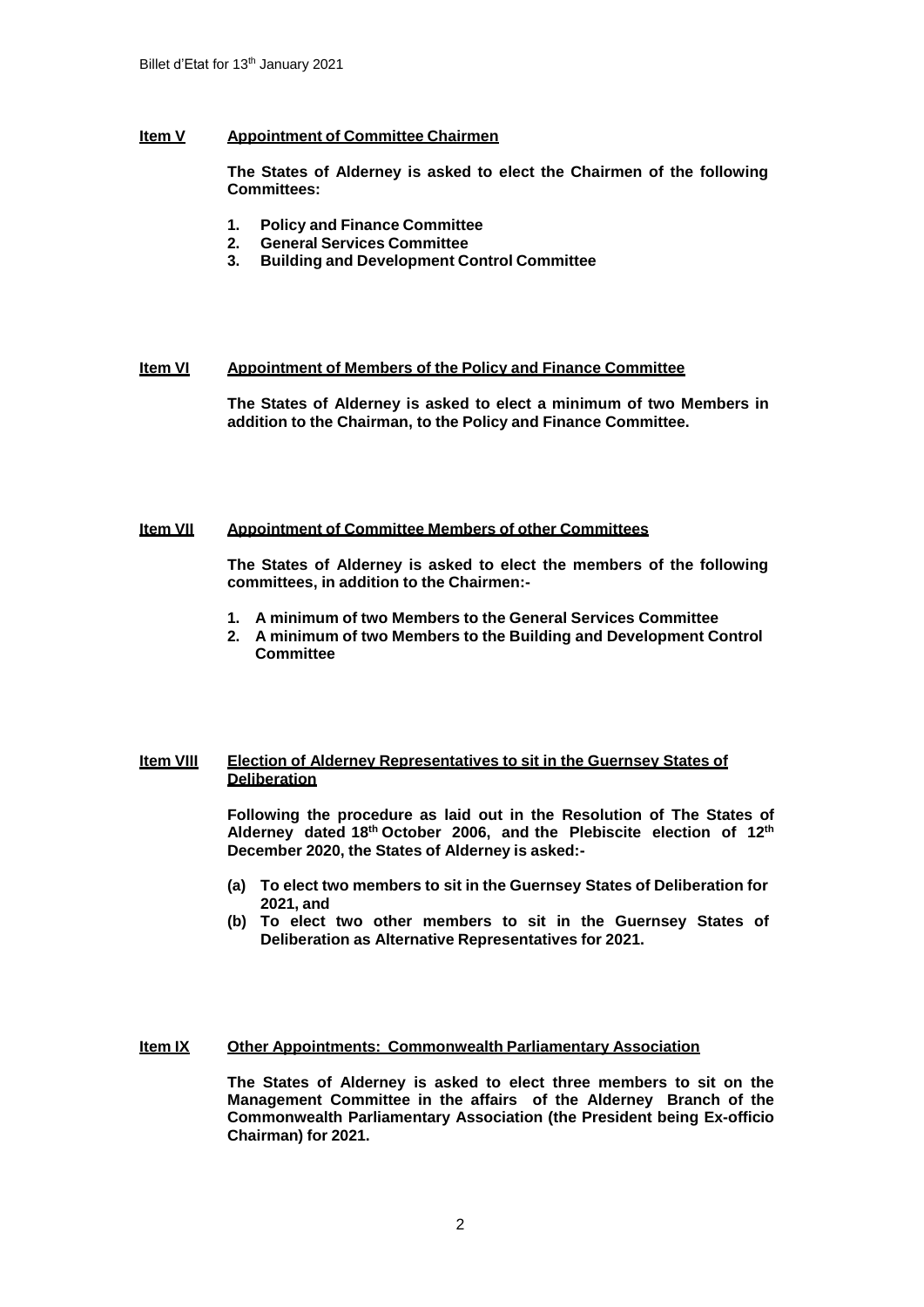**Item V** **Appointment of Committee Chairmen**

**The States of Alderney is asked to elect the Chairmen of the following Committees:**

1. **Policy and Finance Committee**
2. **General Services Committee**
3. **Building and Development Control Committee**

**Item VI** **Appointment of Members of the Policy and Finance Committee**

**The States of Alderney is asked to elect a minimum of two Members in addition to the Chairman, to the Policy and Finance Committee.**

**Item VII** **Appointment of Committee Members of other Committees**

**The States of Alderney is asked to elect the members of the following committees, in addition to the Chairmen:-**

1. **A minimum of two Members to the General Services Committee**
2. **A minimum of two Members to the Building and Development Control Committee**

**Item VIII** **Election of Alderney Representatives to sit in the Guernsey States of Deliberation**

**Following the procedure as laid out in the Resolution of The States of Alderney dated 18th October 2006, and the Plebiscite election of 12th December 2020, the States of Alderney is asked:-**

**(a) To elect two members to sit in the Guernsey States of Deliberation for 2021, and**

**(b) To elect two other members to sit in the Guernsey States of Deliberation as Alternative Representatives for 2021.**

**Item IX** **Other Appointments: Commonwealth Parliamentary Association**

**The States of Alderney is asked to elect three members to sit on the Management Committee in the affairs of the Alderney Branch of the Commonwealth Parliamentary Association (the President being Ex-officio Chairman) for 2021.**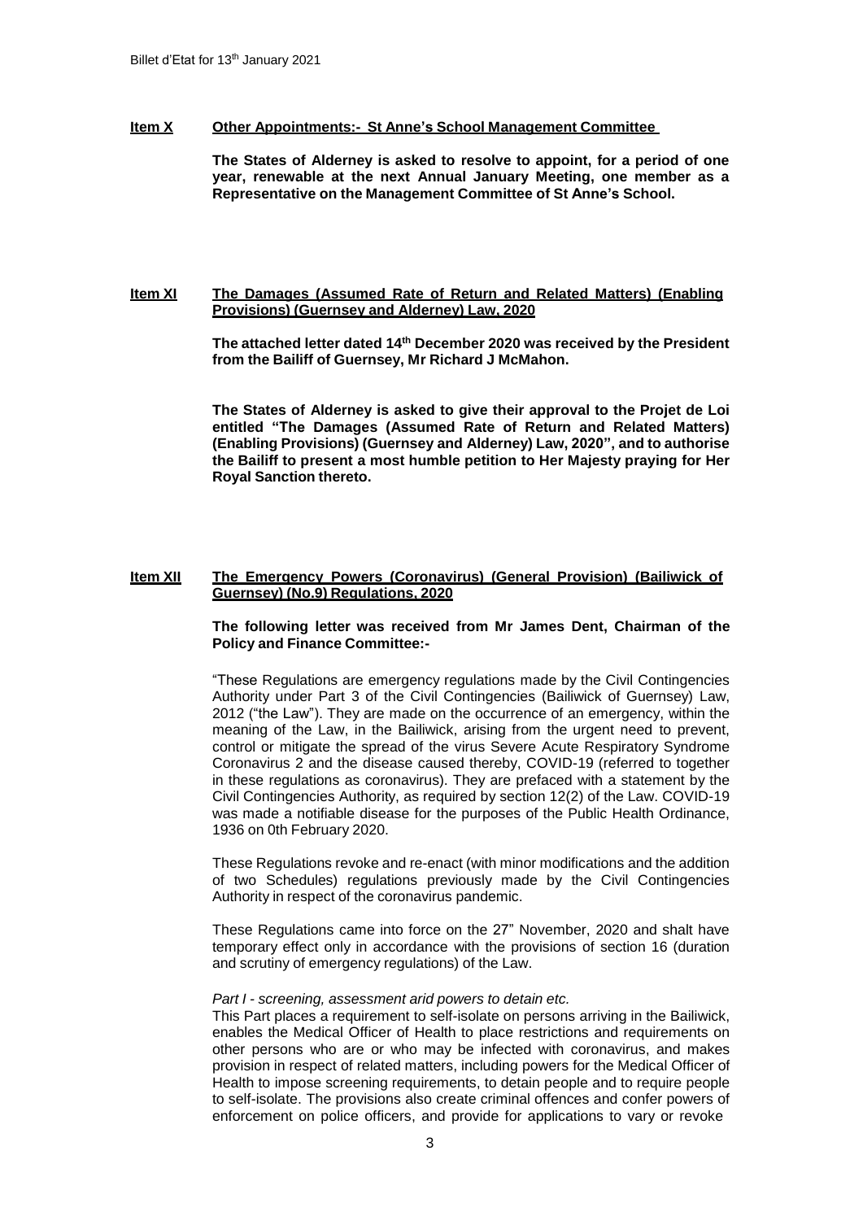**Item X** **Other Appointments:- St Anne's School Management Committee**

**The States of Alderney is asked to resolve to appoint, for a period of one year, renewable at the next Annual January Meeting, one member as a Representative on the Management Committee of St Anne's School.**

**Item XI** **The Damages (Assumed Rate of Return and Related Matters) (Enabling Provisions) (Guernsey and Alderney) Law, 2020**

**The attached letter dated 14th December 2020 was received by the President from the Bailiff of Guernsey, Mr Richard J McMahon.**

**The States of Alderney is asked to give their approval to the Projet de Loi entitled "The Damages (Assumed Rate of Return and Related Matters) (Enabling Provisions) (Guernsey and Alderney) Law, 2020", and to authorise the Bailiff to present a most humble petition to Her Majesty praying for Her Royal Sanction thereto.**

**Item XII** **The Emergency Powers (Coronavirus) (General Provision) (Bailiwick of Guernsey) (No.9) Regulations, 2020**

**The following letter was received from Mr James Dent, Chairman of the Policy and Finance Committee:-**

"These Regulations are emergency regulations made by the Civil Contingencies Authority under Part 3 of the Civil Contingencies (Bailiwick of Guernsey) Law, 2012 ("the Law"). They are made on the occurrence of an emergency, within the meaning of the Law, in the Bailiwick, arising from the urgent need to prevent, control or mitigate the spread of the virus Severe Acute Respiratory Syndrome Coronavirus 2 and the disease caused thereby, COVID-19 (referred to together in these regulations as coronavirus). They are prefaced with a statement by the Civil Contingencies Authority, as required by section 12(2) of the Law. COVID-19 was made a notifiable disease for the purposes of the Public Health Ordinance, 1936 on 0th February 2020.

These Regulations revoke and re-enact (with minor modifications and the addition of two Schedules) regulations previously made by the Civil Contingencies Authority in respect of the coronavirus pandemic.

These Regulations came into force on the 27" November, 2020 and shalt have temporary effect only in accordance with the provisions of section 16 (duration and scrutiny of emergency regulations) of the Law.

*Part I - screening, assessment arid powers to detain etc.*

This Part places a requirement to self-isolate on persons arriving in the Bailiwick, enables the Medical Officer of Health to place restrictions and requirements on other persons who are or who may be infected with coronavirus, and makes provision in respect of related matters, including powers for the Medical Officer of Health to impose screening requirements, to detain people and to require people to self-isolate. The provisions also create criminal offences and confer powers of enforcement on police officers, and provide for applications to vary or revoke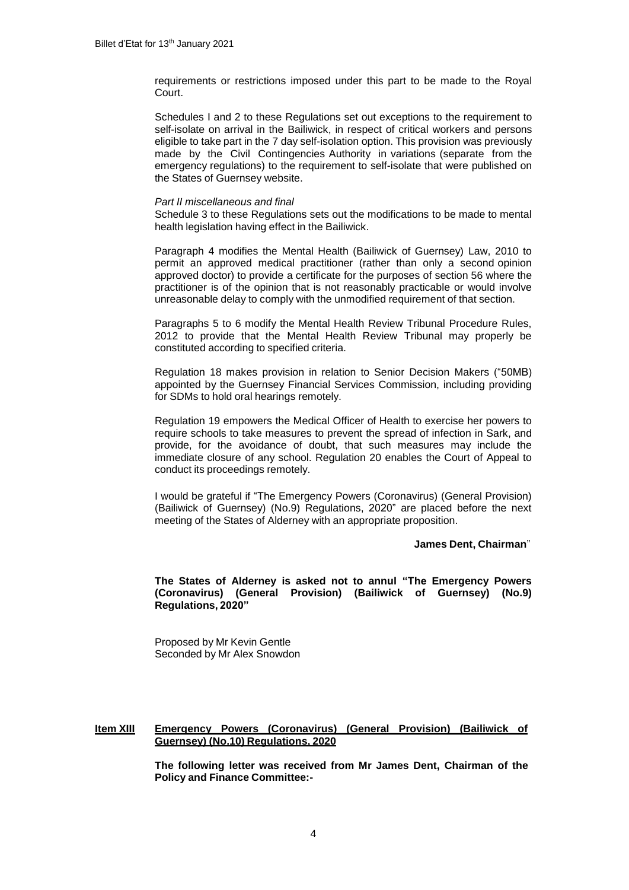requirements or restrictions imposed under this part to be made to the Royal Court.

Schedules I and 2 to these Regulations set out exceptions to the requirement to self-isolate on arrival in the Bailiwick, in respect of critical workers and persons eligible to take part in the 7 day self-isolation option. This provision was previously made by the Civil Contingencies Authority in variations (separate from the emergency regulations) to the requirement to self-isolate that were published on the States of Guernsey website.

*Part II miscellaneous and final*
Schedule 3 to these Regulations sets out the modifications to be made to mental health legislation having effect in the Bailiwick.

Paragraph 4 modifies the Mental Health (Bailiwick of Guernsey) Law, 2010 to permit an approved medical practitioner (rather than only a second opinion approved doctor) to provide a certificate for the purposes of section 56 where the practitioner is of the opinion that is not reasonably practicable or would involve unreasonable delay to comply with the unmodified requirement of that section.

Paragraphs 5 to 6 modify the Mental Health Review Tribunal Procedure Rules, 2012 to provide that the Mental Health Review Tribunal may properly be constituted according to specified criteria.

Regulation 18 makes provision in relation to Senior Decision Makers ("50MB) appointed by the Guernsey Financial Services Commission, including providing for SDMs to hold oral hearings remotely.

Regulation 19 empowers the Medical Officer of Health to exercise her powers to require schools to take measures to prevent the spread of infection in Sark, and provide, for the avoidance of doubt, that such measures may include the immediate closure of any school. Regulation 20 enables the Court of Appeal to conduct its proceedings remotely.

I would be grateful if "The Emergency Powers (Coronavirus) (General Provision) (Bailiwick of Guernsey) (No.9) Regulations, 2020" are placed before the next meeting of the States of Alderney with an appropriate proposition.

**James Dent, Chairman**"

**The States of Alderney is asked not to annul "The Emergency Powers (Coronavirus) (General Provision) (Bailiwick of Guernsey) (No.9) Regulations, 2020"**

Proposed by Mr Kevin Gentle
Seconded by Mr Alex Snowdon

## Item XIII Emergency Powers (Coronavirus) (General Provision) (Bailiwick of Guernsey) (No.10) Regulations, 2020

**The following letter was received from Mr James Dent, Chairman of the Policy and Finance Committee:-**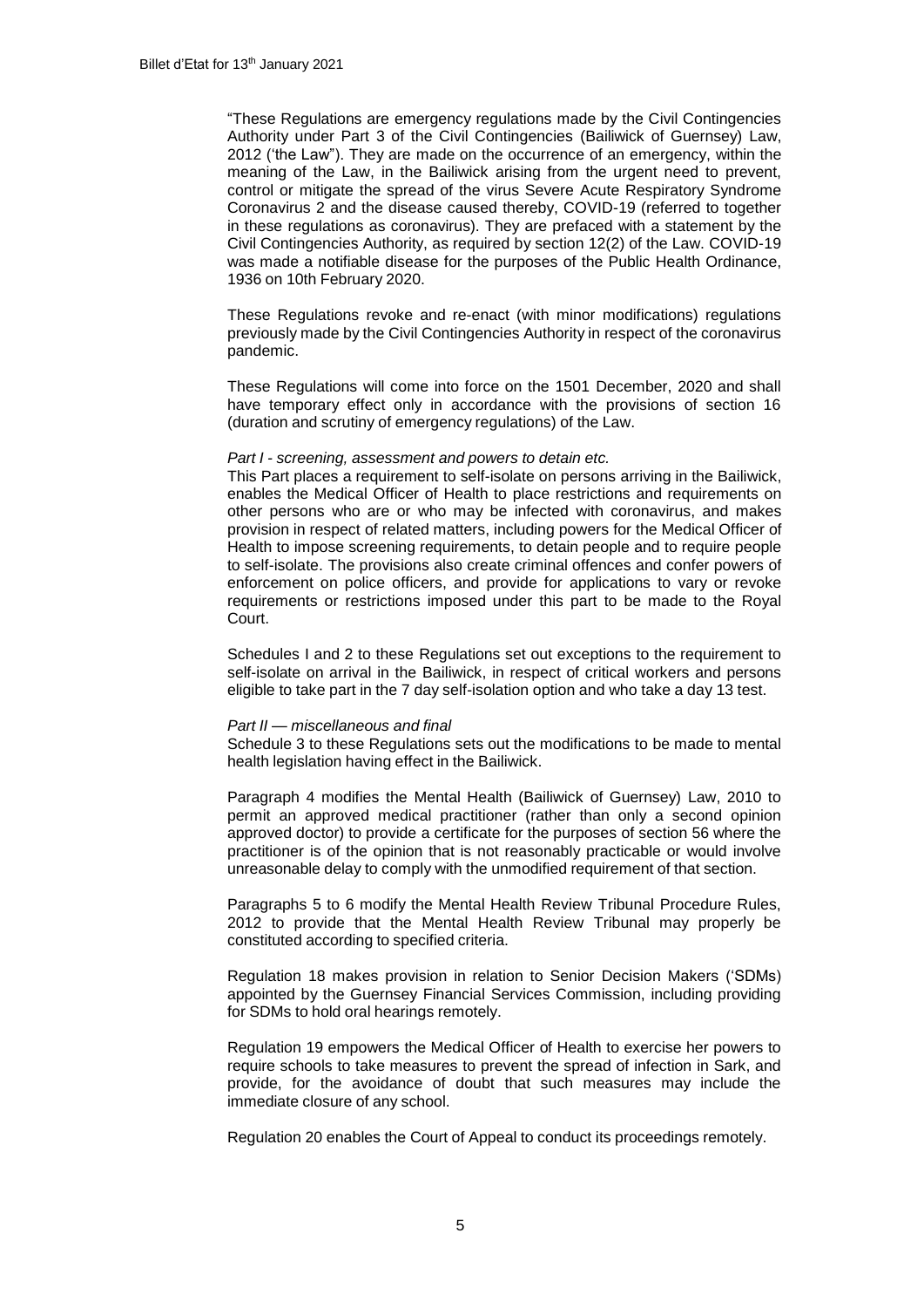"These Regulations are emergency regulations made by the Civil Contingencies Authority under Part 3 of the Civil Contingencies (Bailiwick of Guernsey) Law, 2012 ('the Law"). They are made on the occurrence of an emergency, within the meaning of the Law, in the Bailiwick arising from the urgent need to prevent, control or mitigate the spread of the virus Severe Acute Respiratory Syndrome Coronavirus 2 and the disease caused thereby, COVID-19 (referred to together in these regulations as coronavirus). They are prefaced with a statement by the Civil Contingencies Authority, as required by section 12(2) of the Law. COVID-19 was made a notifiable disease for the purposes of the Public Health Ordinance, 1936 on 10th February 2020.

These Regulations revoke and re-enact (with minor modifications) regulations previously made by the Civil Contingencies Authority in respect of the coronavirus pandemic.

These Regulations will come into force on the 1501 December, 2020 and shall have temporary effect only in accordance with the provisions of section 16 (duration and scrutiny of emergency regulations) of the Law.

*Part I - screening, assessment and powers to detain etc.*
This Part places a requirement to self-isolate on persons arriving in the Bailiwick, enables the Medical Officer of Health to place restrictions and requirements on other persons who are or who may be infected with coronavirus, and makes provision in respect of related matters, including powers for the Medical Officer of Health to impose screening requirements, to detain people and to require people to self-isolate. The provisions also create criminal offences and confer powers of enforcement on police officers, and provide for applications to vary or revoke requirements or restrictions imposed under this part to be made to the Royal Court.

Schedules I and 2 to these Regulations set out exceptions to the requirement to self-isolate on arrival in the Bailiwick, in respect of critical workers and persons eligible to take part in the 7 day self-isolation option and who take a day 13 test.

*Part II — miscellaneous and final*
Schedule 3 to these Regulations sets out the modifications to be made to mental health legislation having effect in the Bailiwick.

Paragraph 4 modifies the Mental Health (Bailiwick of Guernsey) Law, 2010 to permit an approved medical practitioner (rather than only a second opinion approved doctor) to provide a certificate for the purposes of section 56 where the practitioner is of the opinion that is not reasonably practicable or would involve unreasonable delay to comply with the unmodified requirement of that section.

Paragraphs 5 to 6 modify the Mental Health Review Tribunal Procedure Rules, 2012 to provide that the Mental Health Review Tribunal may properly be constituted according to specified criteria.

Regulation 18 makes provision in relation to Senior Decision Makers ('SDMs) appointed by the Guernsey Financial Services Commission, including providing for SDMs to hold oral hearings remotely.

Regulation 19 empowers the Medical Officer of Health to exercise her powers to require schools to take measures to prevent the spread of infection in Sark, and provide, for the avoidance of doubt that such measures may include the immediate closure of any school.

Regulation 20 enables the Court of Appeal to conduct its proceedings remotely.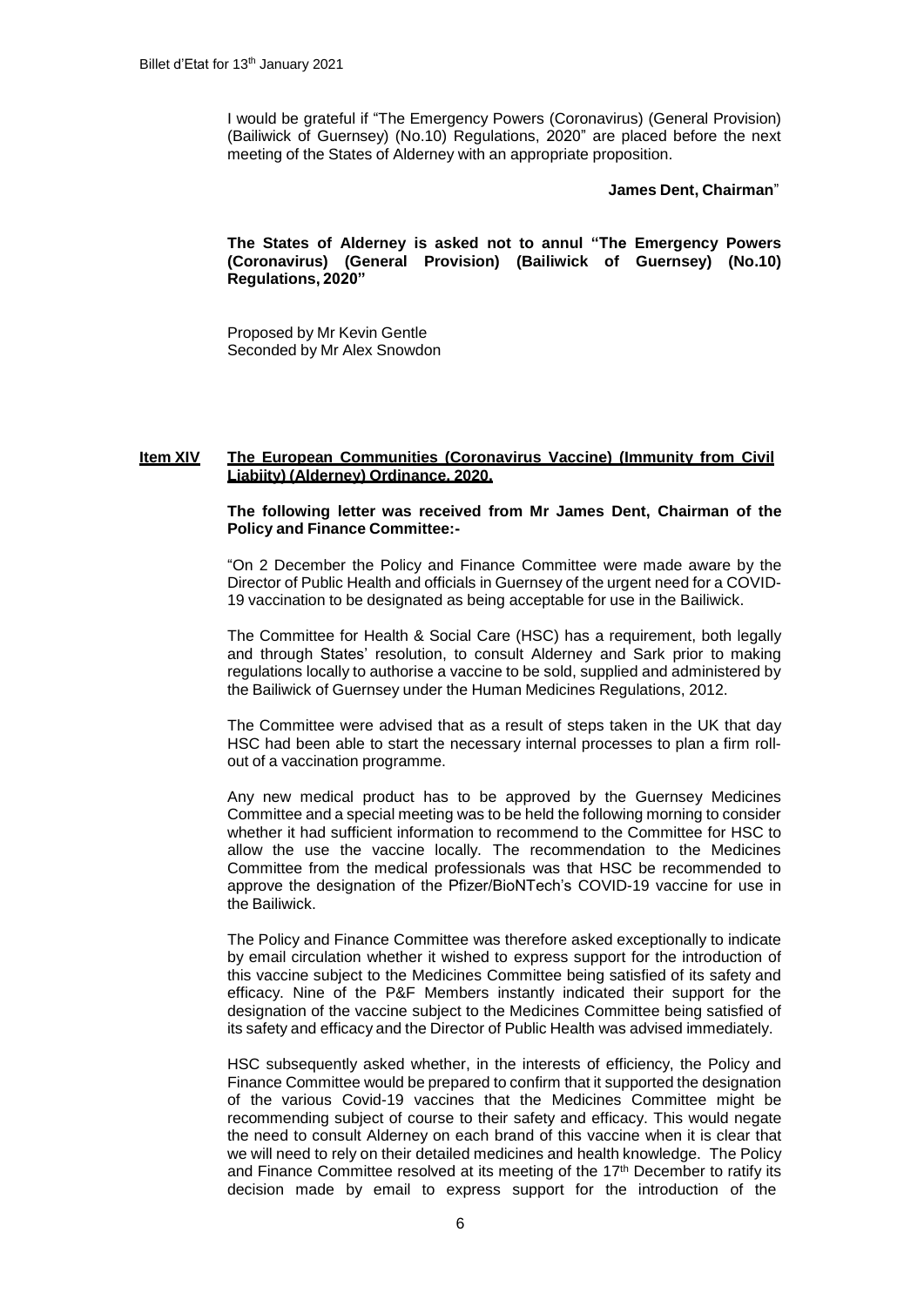I would be grateful if "The Emergency Powers (Coronavirus) (General Provision) (Bailiwick of Guernsey) (No.10) Regulations, 2020" are placed before the next meeting of the States of Alderney with an appropriate proposition.

**James Dent, Chairman**"

**The States of Alderney is asked not to annul "The Emergency Powers (Coronavirus) (General Provision) (Bailiwick of Guernsey) (No.10) Regulations, 2020"**

Proposed by Mr Kevin Gentle
Seconded by Mr Alex Snowdon

## Item XIV The European Communities (Coronavirus Vaccine) (Immunity from Civil Liabiity) (Alderney) Ordinance, 2020.

**The following letter was received from Mr James Dent, Chairman of the Policy and Finance Committee:-**

"On 2 December the Policy and Finance Committee were made aware by the Director of Public Health and officials in Guernsey of the urgent need for a COVID-19 vaccination to be designated as being acceptable for use in the Bailiwick.

The Committee for Health & Social Care (HSC) has a requirement, both legally and through States' resolution, to consult Alderney and Sark prior to making regulations locally to authorise a vaccine to be sold, supplied and administered by the Bailiwick of Guernsey under the Human Medicines Regulations, 2012.

The Committee were advised that as a result of steps taken in the UK that day HSC had been able to start the necessary internal processes to plan a firm roll-out of a vaccination programme.

Any new medical product has to be approved by the Guernsey Medicines Committee and a special meeting was to be held the following morning to consider whether it had sufficient information to recommend to the Committee for HSC to allow the use the vaccine locally. The recommendation to the Medicines Committee from the medical professionals was that HSC be recommended to approve the designation of the Pfizer/BioNTech's COVID-19 vaccine for use in the Bailiwick.

The Policy and Finance Committee was therefore asked exceptionally to indicate by email circulation whether it wished to express support for the introduction of this vaccine subject to the Medicines Committee being satisfied of its safety and efficacy. Nine of the P&F Members instantly indicated their support for the designation of the vaccine subject to the Medicines Committee being satisfied of its safety and efficacy and the Director of Public Health was advised immediately.

HSC subsequently asked whether, in the interests of efficiency, the Policy and Finance Committee would be prepared to confirm that it supported the designation of the various Covid-19 vaccines that the Medicines Committee might be recommending subject of course to their safety and efficacy. This would negate the need to consult Alderney on each brand of this vaccine when it is clear that we will need to rely on their detailed medicines and health knowledge. The Policy and Finance Committee resolved at its meeting of the 17th December to ratify its decision made by email to express support for the introduction of the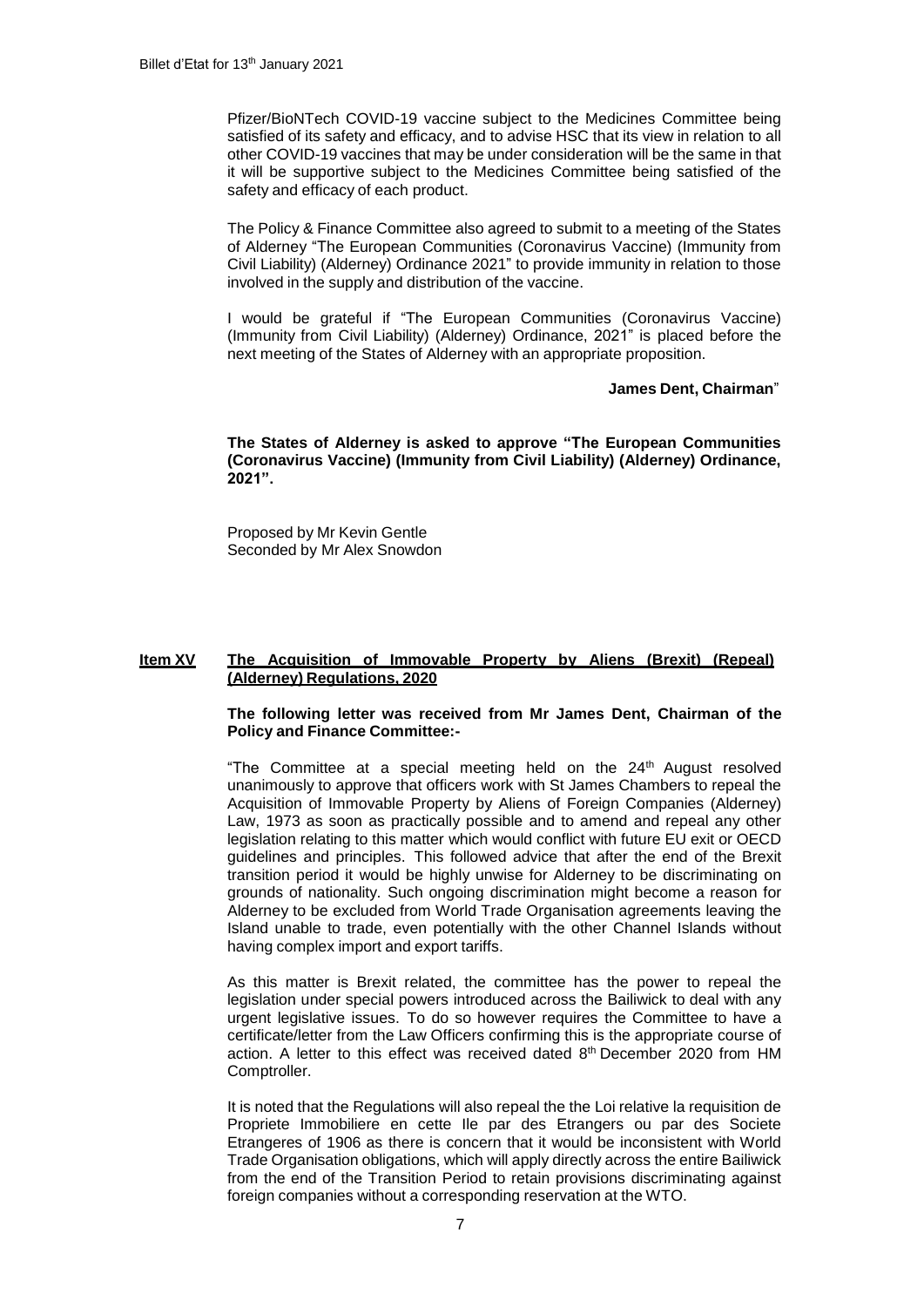Pfizer/BioNTech COVID-19 vaccine subject to the Medicines Committee being satisfied of its safety and efficacy, and to advise HSC that its view in relation to all other COVID-19 vaccines that may be under consideration will be the same in that it will be supportive subject to the Medicines Committee being satisfied of the safety and efficacy of each product.

The Policy & Finance Committee also agreed to submit to a meeting of the States of Alderney "The European Communities (Coronavirus Vaccine) (Immunity from Civil Liability) (Alderney) Ordinance 2021" to provide immunity in relation to those involved in the supply and distribution of the vaccine.

I would be grateful if "The European Communities (Coronavirus Vaccine) (Immunity from Civil Liability) (Alderney) Ordinance, 2021" is placed before the next meeting of the States of Alderney with an appropriate proposition.

**James Dent, Chairman**"

**The States of Alderney is asked to approve "The European Communities (Coronavirus Vaccine) (Immunity from Civil Liability) (Alderney) Ordinance, 2021".**

Proposed by Mr Kevin Gentle
Seconded by Mr Alex Snowdon

## Item XV The Acquisition of Immovable Property by Aliens (Brexit) (Repeal) (Alderney) Regulations, 2020

**The following letter was received from Mr James Dent, Chairman of the Policy and Finance Committee:-**

"The Committee at a special meeting held on the 24th August resolved unanimously to approve that officers work with St James Chambers to repeal the Acquisition of Immovable Property by Aliens of Foreign Companies (Alderney) Law, 1973 as soon as practically possible and to amend and repeal any other legislation relating to this matter which would conflict with future EU exit or OECD guidelines and principles. This followed advice that after the end of the Brexit transition period it would be highly unwise for Alderney to be discriminating on grounds of nationality. Such ongoing discrimination might become a reason for Alderney to be excluded from World Trade Organisation agreements leaving the Island unable to trade, even potentially with the other Channel Islands without having complex import and export tariffs.

As this matter is Brexit related, the committee has the power to repeal the legislation under special powers introduced across the Bailiwick to deal with any urgent legislative issues. To do so however requires the Committee to have a certificate/letter from the Law Officers confirming this is the appropriate course of action. A letter to this effect was received dated 8th December 2020 from HM Comptroller.

It is noted that the Regulations will also repeal the the Loi relative la requisition de Propriete Immobiliere en cette Ile par des Etrangers ou par des Societe Etrangeres of 1906 as there is concern that it would be inconsistent with World Trade Organisation obligations, which will apply directly across the entire Bailiwick from the end of the Transition Period to retain provisions discriminating against foreign companies without a corresponding reservation at the WTO.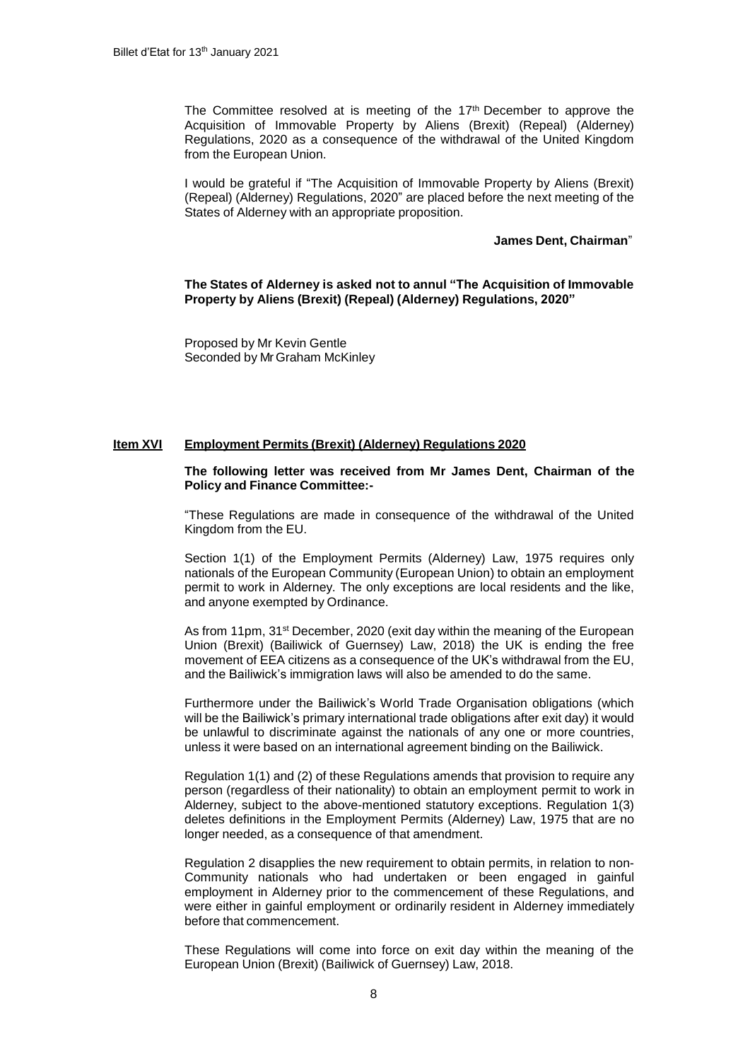The Committee resolved at is meeting of the 17th December to approve the Acquisition of Immovable Property by Aliens (Brexit) (Repeal) (Alderney) Regulations, 2020 as a consequence of the withdrawal of the United Kingdom from the European Union.

I would be grateful if "The Acquisition of Immovable Property by Aliens (Brexit) (Repeal) (Alderney) Regulations, 2020" are placed before the next meeting of the States of Alderney with an appropriate proposition.

**James Dent, Chairman**"

**The States of Alderney is asked not to annul "The Acquisition of Immovable Property by Aliens (Brexit) (Repeal) (Alderney) Regulations, 2020"**

Proposed by Mr Kevin Gentle
Seconded by Mr Graham McKinley

## **Item XVI** **Employment Permits (Brexit) (Alderney) Regulations 2020**

**The following letter was received from Mr James Dent, Chairman of the Policy and Finance Committee:-**

"These Regulations are made in consequence of the withdrawal of the United Kingdom from the EU.

Section 1(1) of the Employment Permits (Alderney) Law, 1975 requires only nationals of the European Community (European Union) to obtain an employment permit to work in Alderney. The only exceptions are local residents and the like, and anyone exempted by Ordinance.

As from 11pm, 31st December, 2020 (exit day within the meaning of the European Union (Brexit) (Bailiwick of Guernsey) Law, 2018) the UK is ending the free movement of EEA citizens as a consequence of the UK's withdrawal from the EU, and the Bailiwick's immigration laws will also be amended to do the same.

Furthermore under the Bailiwick's World Trade Organisation obligations (which will be the Bailiwick's primary international trade obligations after exit day) it would be unlawful to discriminate against the nationals of any one or more countries, unless it were based on an international agreement binding on the Bailiwick.

Regulation 1(1) and (2) of these Regulations amends that provision to require any person (regardless of their nationality) to obtain an employment permit to work in Alderney, subject to the above-mentioned statutory exceptions. Regulation 1(3) deletes definitions in the Employment Permits (Alderney) Law, 1975 that are no longer needed, as a consequence of that amendment.

Regulation 2 disapplies the new requirement to obtain permits, in relation to non-Community nationals who had undertaken or been engaged in gainful employment in Alderney prior to the commencement of these Regulations, and were either in gainful employment or ordinarily resident in Alderney immediately before that commencement.

These Regulations will come into force on exit day within the meaning of the European Union (Brexit) (Bailiwick of Guernsey) Law, 2018.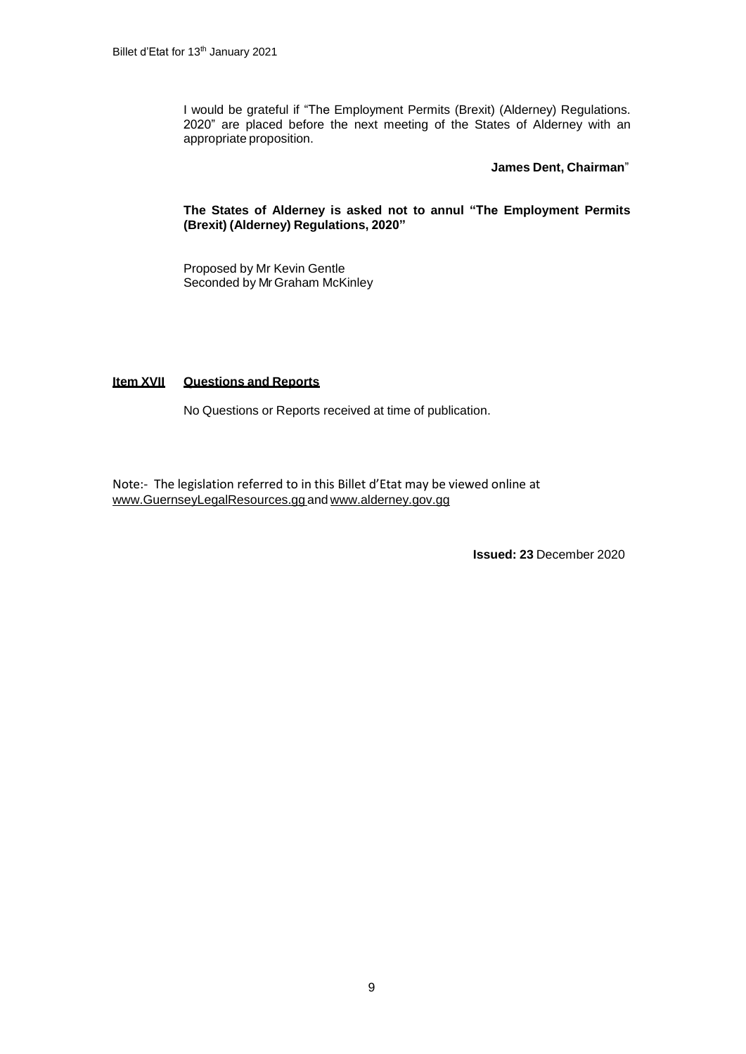I would be grateful if "The Employment Permits (Brexit) (Alderney) Regulations. 2020" are placed before the next meeting of the States of Alderney with an appropriate proposition.

**James Dent, Chairman**"

**The States of Alderney is asked not to annul "The Employment Permits (Brexit) (Alderney) Regulations, 2020"**

Proposed by Mr Kevin Gentle
Seconded by Mr Graham McKinley

**Item XVII Questions and Reports**

No Questions or Reports received at time of publication.

Note:- The legislation referred to in this Billet d'Etat may be viewed online at www.GuernseyLegalResources.gg and www.alderney.gov.gg

**Issued: 23** December 2020